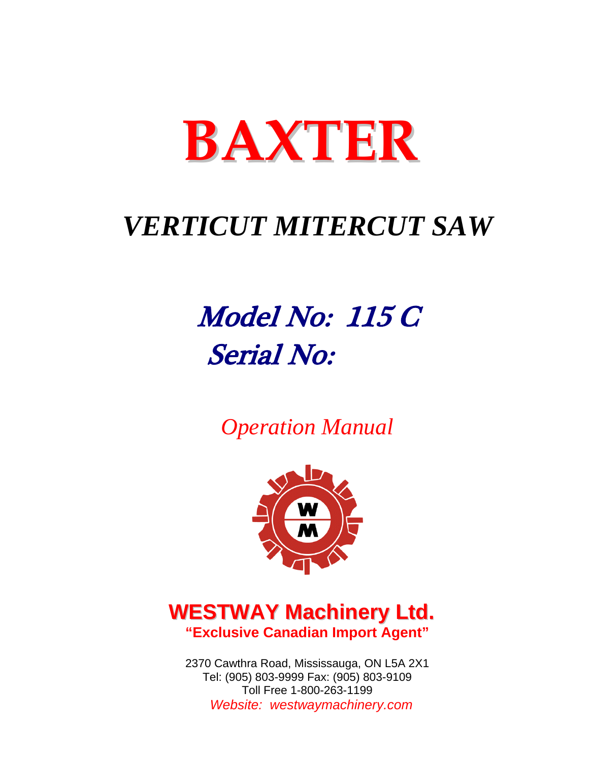# BAXTER

## *VERTICUT MITERCUT SAW*

## *Model No: 115 C*
## *Serial No:*

*Operation Manual*

**WESTWAY Machinery Ltd.**

**"Exclusive Canadian Import Agent"**

2370 Cawthra Road, Mississauga, ON L5A 2X1
Tel: (905) 803-9999 Fax: (905) 803-9109
Toll Free 1-800-263-1199
*Website: westwaymachinery.com*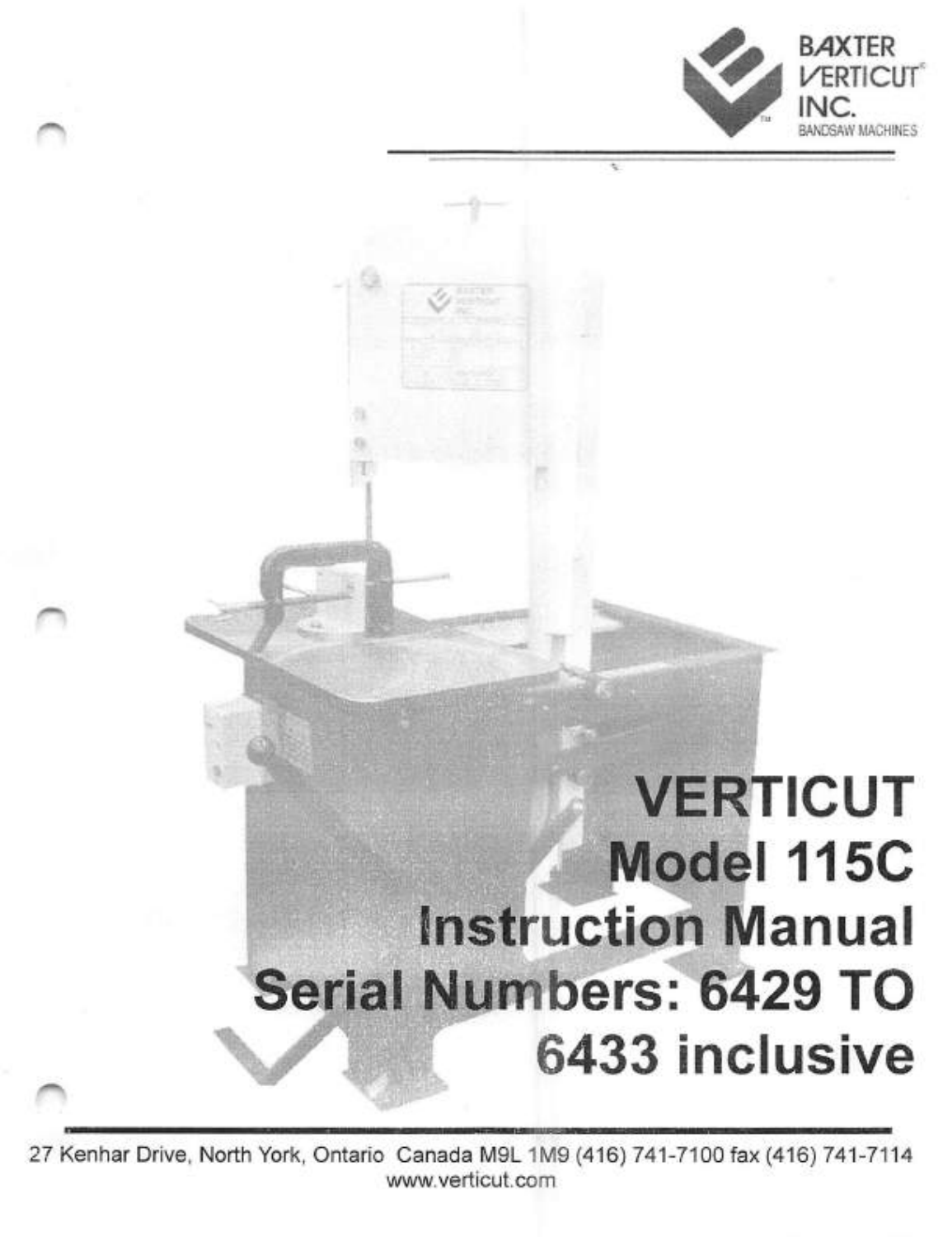BAXTER VERTICUT® INC.
BANDSAW MACHINES

# VERTICUT Model 115C Instruction Manual Serial Numbers: 6429 TO 6433 inclusive

27 Kenhar Drive, North York, Ontario Canada M9L 1M9 (416) 741-7100 fax (416) 741-7114
www.verticut.com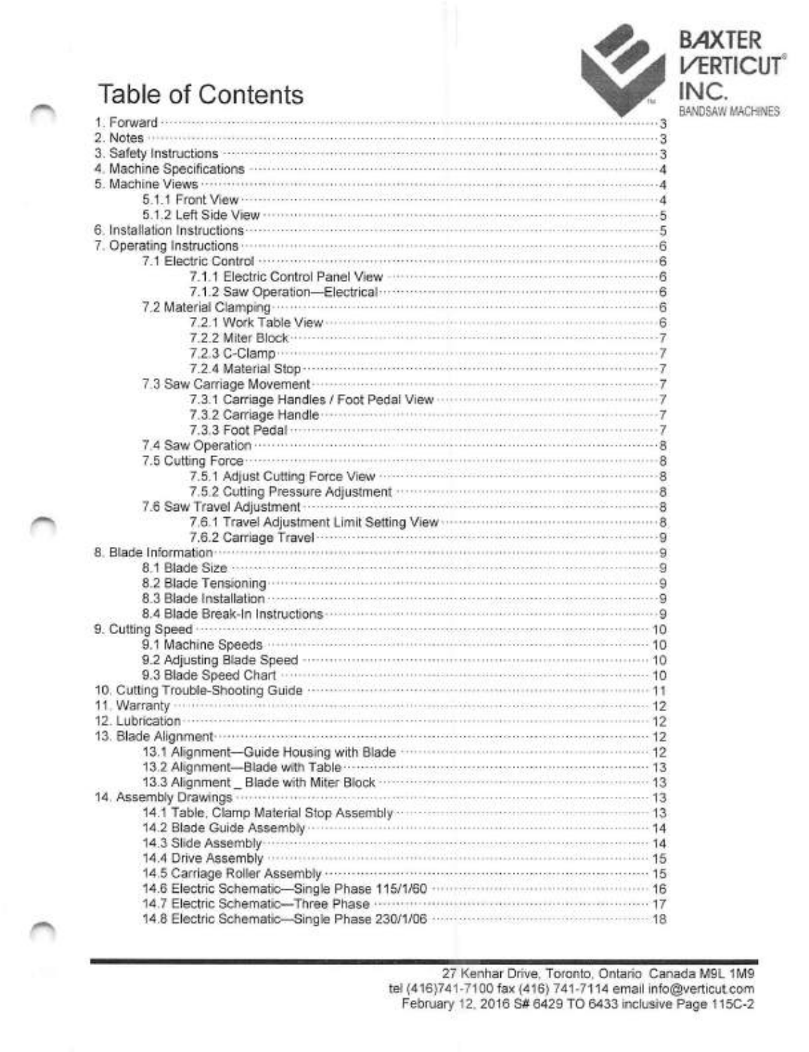# Table of Contents

BAXTER VERTICUT® INC.
BANDSAW MACHINES

1. Forward ........ 3
2. Notes ........ 3
3. Safety Instructions ........ 3
4. Machine Specifications ........ 4
5. Machine Views ........ 4
    - 5.1.1 Front View ........ 4
    - 5.1.2 Left Side View ........ 5
6. Installation Instructions ........ 5
7. Operating Instructions ........ 6
    - 7.1 Electric Control ........ 6
        - 7.1.1 Electric Control Panel View ........ 6
        - 7.1.2 Saw Operation—Electrical ........ 6
    - 7.2 Material Clamping ........ 6
        - 7.2.1 Work Table View ........ 6
        - 7.2.2 Miter Block ........ 7
        - 7.2.3 C-Clamp ........ 7
        - 7.2.4 Material Stop ........ 7
    - 7.3 Saw Carriage Movement ........ 7
        - 7.3.1 Carriage Handles / Foot Pedal View ........ 7
        - 7.3.2 Carriage Handle ........ 7
        - 7.3.3 Foot Pedal ........ 7
    - 7.4 Saw Operation ........ 8
    - 7.5 Cutting Force ........ 8
        - 7.5.1 Adjust Cutting Force View ........ 8
        - 7.5.2 Cutting Pressure Adjustment ........ 8
    - 7.6 Saw Travel Adjustment ........ 8
        - 7.6.1 Travel Adjustment Limit Setting View ........ 8
        - 7.6.2 Carriage Travel ........ 9
8. Blade Information ........ 9
    - 8.1 Blade Size ........ 9
    - 8.2 Blade Tensioning ........ 9
    - 8.3 Blade Installation ........ 9
    - 8.4 Blade Break-In Instructions ........ 9
9. Cutting Speed ........ 10
    - 9.1 Machine Speeds ........ 10
    - 9.2 Adjusting Blade Speed ........ 10
    - 9.3 Blade Speed Chart ........ 10
10. Cutting Trouble-Shooting Guide ........ 11
11. Warranty ........ 12
12. Lubrication ........ 12
13. Blade Alignment ........ 12
    - 13.1 Alignment—Guide Housing with Blade ........ 12
    - 13.2 Alignment—Blade with Table ........ 13
    - 13.3 Alignment _ Blade with Miter Block ........ 13
14. Assembly Drawings ........ 13
    - 14.1 Table, Clamp Material Stop Assembly ........ 13
    - 14.2 Blade Guide Assembly ........ 14
    - 14.3 Slide Assembly ........ 14
    - 14.4 Drive Assembly ........ 15
    - 14.5 Carriage Roller Assembly ........ 15
    - 14.6 Electric Schematic—Single Phase 115/1/60 ........ 16
    - 14.7 Electric Schematic—Three Phase ........ 17
    - 14.8 Electric Schematic—Single Phase 230/1/06 ........ 18

27 Kenhar Drive, Toronto, Ontario Canada M9L 1M9
tel (416)741-7100 fax (416) 741-7114 email info@verticut.com
February 12, 2016 S# 6429 TO 6433 inclusive Page 115C-2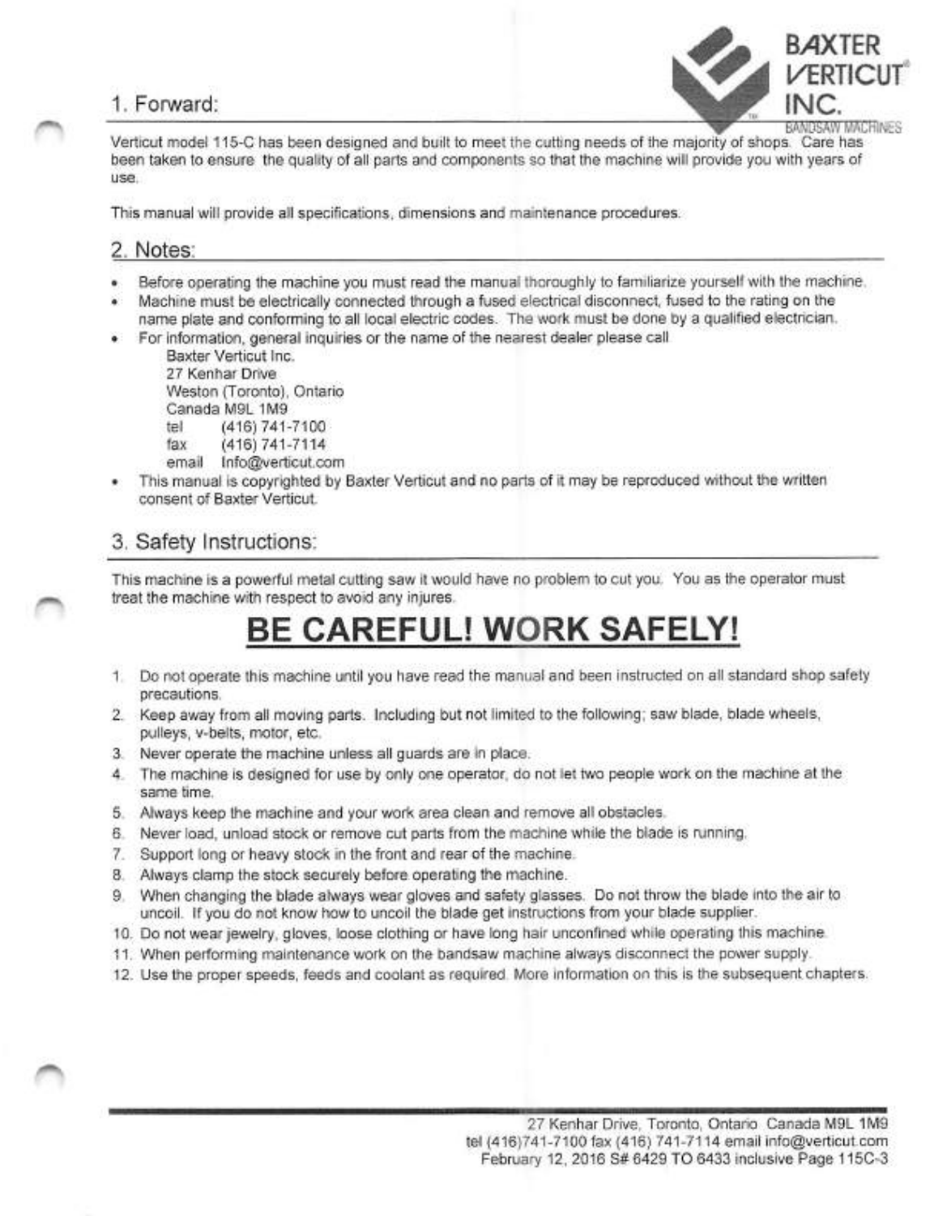## 1. Forward:

Verticut model 115-C has been designed and built to meet the cutting needs of the majority of shops. Care has been taken to ensure the quality of all parts and components so that the machine will provide you with years of use.

This manual will provide all specifications, dimensions and maintenance procedures.

## 2. Notes:

- Before operating the machine you must read the manual thoroughly to familiarize yourself with the machine.
- Machine must be electrically connected through a fused electrical disconnect, fused to the rating on the name plate and conforming to all local electric codes. The work must be done by a qualified electrician.
- For information, general inquiries or the name of the nearest dealer please call
  Baxter Verticut Inc.
  27 Kenhar Drive
  Weston (Toronto), Ontario
  Canada M9L 1M9
  tel (416) 741-7100
  fax (416) 741-7114
  email Info@verticut.com
- This manual is copyrighted by Baxter Verticut and no parts of it may be reproduced without the written consent of Baxter Verticut.

## 3. Safety Instructions:

This machine is a powerful metal cutting saw it would have no problem to cut you. You as the operator must treat the machine with respect to avoid any injures.

# BE CAREFUL! WORK SAFELY!

1. Do not operate this machine until you have read the manual and been instructed on all standard shop safety precautions.
2. Keep away from all moving parts. Including but not limited to the following; saw blade, blade wheels, pulleys, v-belts, motor, etc.
3. Never operate the machine unless all guards are in place.
4. The machine is designed for use by only one operator, do not let two people work on the machine at the same time.
5. Always keep the machine and your work area clean and remove all obstacles.
6. Never load, unload stock or remove cut parts from the machine while the blade is running.
7. Support long or heavy stock in the front and rear of the machine.
8. Always clamp the stock securely before operating the machine.
9. When changing the blade always wear gloves and safety glasses. Do not throw the blade into the air to uncoil. If you do not know how to uncoil the blade get instructions from your blade supplier.
10. Do not wear jewelry, gloves, loose clothing or have long hair unconfined while operating this machine.
11. When performing maintenance work on the bandsaw machine always disconnect the power supply.
12. Use the proper speeds, feeds and coolant as required. More information on this is the subsequent chapters.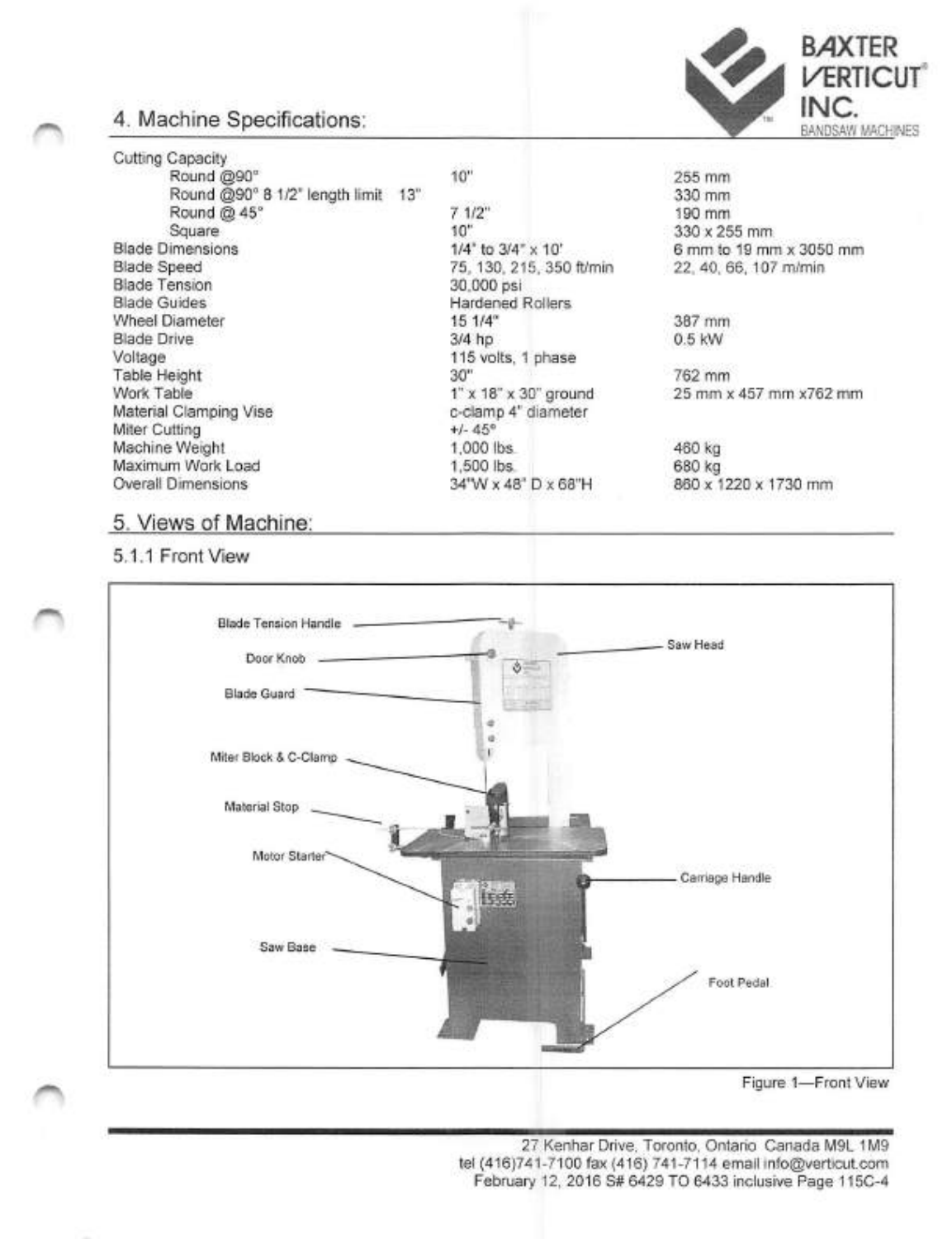## 4. Machine Specifications:

| | | |
|---|---|---|
| Cutting Capacity | | |
| Round @90° | 10" | 255 mm |
| Round @90° 8 1/2" length limit 13" | | 330 mm |
| Round @ 45° | 7 1/2" | 190 mm |
| Square | 10" | 330 x 255 mm |
| Blade Dimensions | 1/4" to 3/4" x 10' | 6 mm to 19 mm x 3050 mm |
| Blade Speed | 75, 130, 215, 350 ft/min | 22, 40, 66, 107 m/min |
| Blade Tension | 30,000 psi | |
| Blade Guides | Hardened Rollers | |
| Wheel Diameter | 15 1/4" | 387 mm |
| Blade Drive | 3/4 hp | 0.5 kW |
| Voltage | 115 volts, 1 phase | |
| Table Height | 30" | 762 mm |
| Work Table | 1" x 18" x 30" ground | 25 mm x 457 mm x762 mm |
| Material Clamping Vise | c-clamp 4" diameter | |
| Miter Cutting | +/- 45° | |
| Machine Weight | 1,000 lbs. | 460 kg |
| Maximum Work Load | 1,500 lbs. | 680 kg |
| Overall Dimensions | 34"W x 48" D x 68"H | 860 x 1220 x 1730 mm |

## 5. Views of Machine:

### 5.1.1 Front View

Blade Tension Handle
Door Knob
Blade Guard
Miter Block & C-Clamp
Material Stop
Motor Starter
Saw Base
Saw Head
Carriage Handle
Foot Pedal

Figure 1—Front View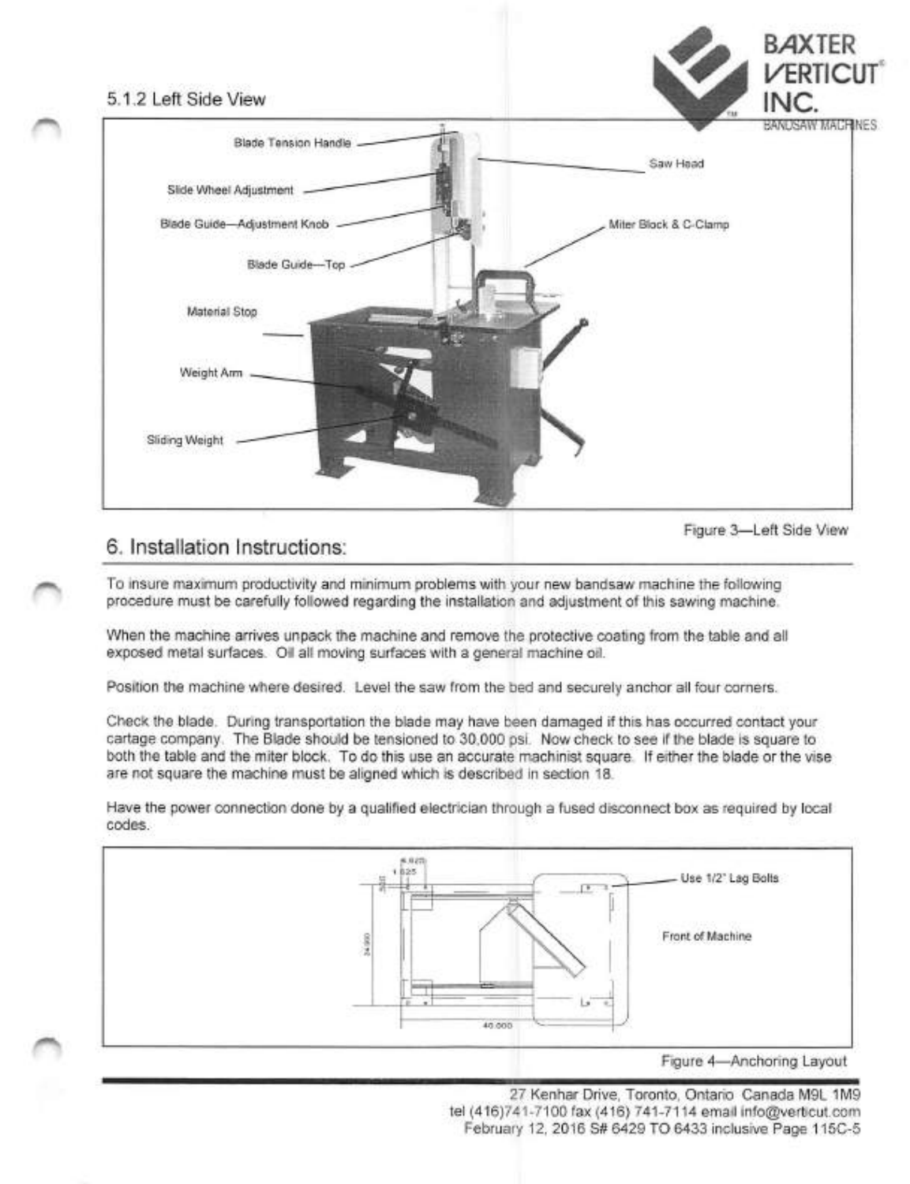### 5.1.2 Left Side View

Blade Tension Handle

Slide Wheel Adjustment

Blade Guide—Adjustment Knob

Blade Guide—Top

Material Stop

Weight Arm

Sliding Weight

Saw Head

Miter Block & C-Clamp

Figure 3—Left Side View

## 6. Installation Instructions:

To insure maximum productivity and minimum problems with your new bandsaw machine the following procedure must be carefully followed regarding the installation and adjustment of this sawing machine.

When the machine arrives unpack the machine and remove the protective coating from the table and all exposed metal surfaces. Oil all moving surfaces with a general machine oil.

Position the machine where desired. Level the saw from the bed and securely anchor all four corners.

Check the blade. During transportation the blade may have been damaged if this has occurred contact your cartage company. The Blade should be tensioned to 30,000 psi. Now check to see if the blade is square to both the table and the miter block. To do this use an accurate machinist square. If either the blade or the vise are not square the machine must be aligned which is described in section 18.

Have the power connection done by a qualified electrician through a fused disconnect box as required by local codes.

Use 1/2" Lag Bolts

Front of Machine

40.000

Figure 4—Anchoring Layout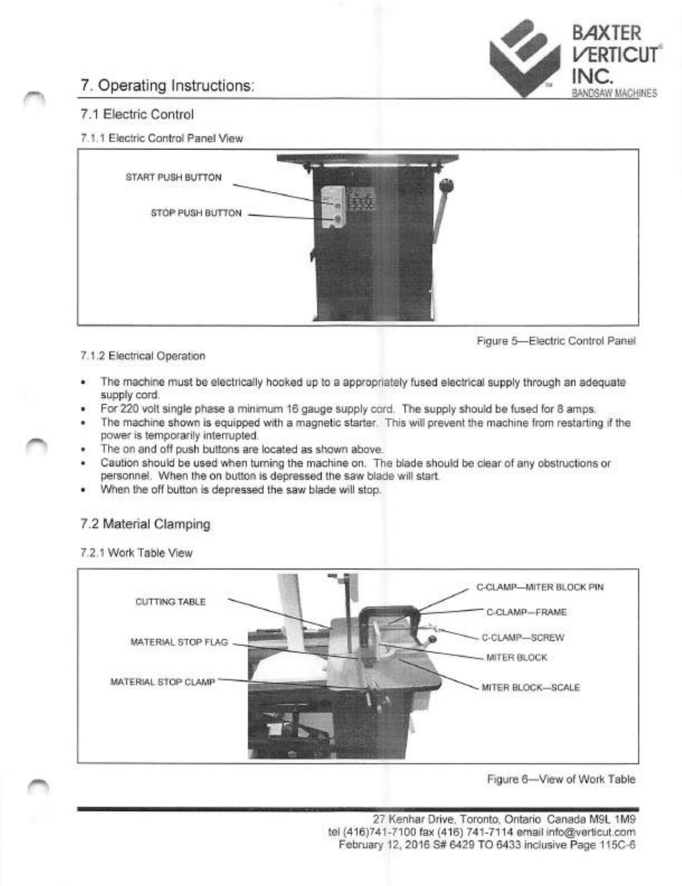# 7. Operating Instructions:

## 7.1 Electric Control

### 7.1.1 Electric Control Panel View

START PUSH BUTTON

STOP PUSH BUTTON

Figure 5—Electric Control Panel

### 7.1.2 Electrical Operation

- The machine must be electrically hooked up to a appropriately fused electrical supply through an adequate supply cord.
- For 220 volt single phase a minimum 16 gauge supply cord. The supply should be fused for 8 amps.
- The machine shown is equipped with a magnetic starter. This will prevent the machine from restarting if the power is temporarily interrupted.
- The on and off push buttons are located as shown above.
- Caution should be used when turning the machine on. The blade should be clear of any obstructions or personnel. When the on button is depressed the saw blade will start.
- When the off button is depressed the saw blade will stop.

## 7.2 Material Clamping

### 7.2.1 Work Table View

CUTTING TABLE

MATERIAL STOP FLAG

MATERIAL STOP CLAMP

C-CLAMP—MITER BLOCK PIN

C-CLAMP—FRAME

C-CLAMP—SCREW

MITER BLOCK

MITER BLOCK—SCALE

Figure 6—View of Work Table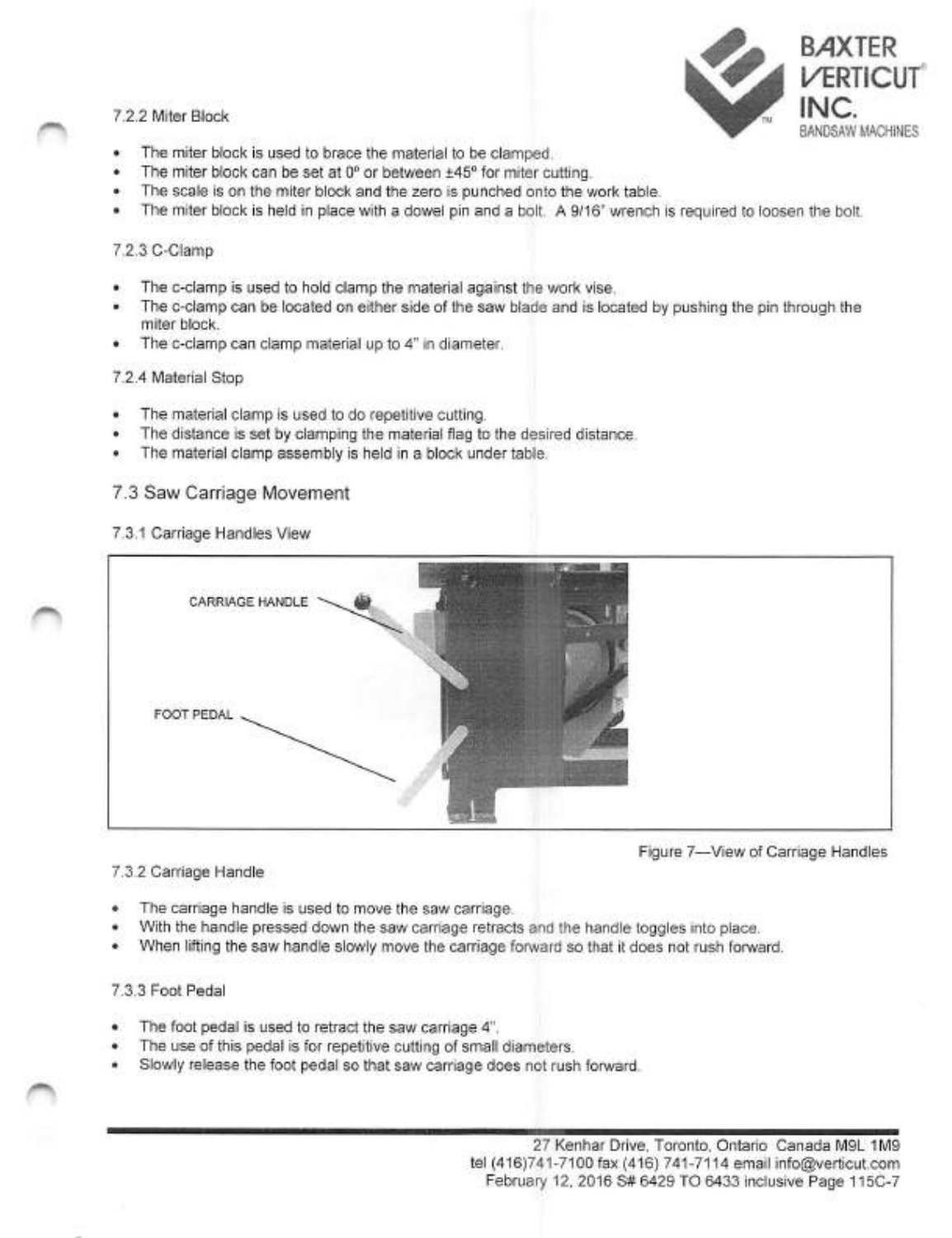#### 7.2.2 Miter Block

- The miter block is used to brace the material to be clamped.
- The miter block can be set at 0° or between ±45° for miter cutting.
- The scale is on the miter block and the zero is punched onto the work table.
- The miter block is held in place with a dowel pin and a bolt. A 9/16" wrench is required to loosen the bolt.

#### 7.2.3 C-Clamp

- The c-clamp is used to hold clamp the material against the work vise.
- The c-clamp can be located on either side of the saw blade and is located by pushing the pin through the miter block.
- The c-clamp can clamp material up to 4" in diameter.

#### 7.2.4 Material Stop

- The material clamp is used to do repetitive cutting.
- The distance is set by clamping the material flag to the desired distance.
- The material clamp assembly is held in a block under table.

### 7.3 Saw Carriage Movement

#### 7.3.1 Carriage Handles View

CARRIAGE HANDLE

FOOT PEDAL

Figure 7—View of Carriage Handles

#### 7.3.2 Carriage Handle

- The carriage handle is used to move the saw carriage.
- With the handle pressed down the saw carriage retracts and the handle toggles into place.
- When lifting the saw handle slowly move the carriage forward so that it does not rush forward.

#### 7.3.3 Foot Pedal

- The foot pedal is used to retract the saw carriage 4".
- The use of this pedal is for repetitive cutting of small diameters.
- Slowly release the foot pedal so that saw carriage does not rush forward.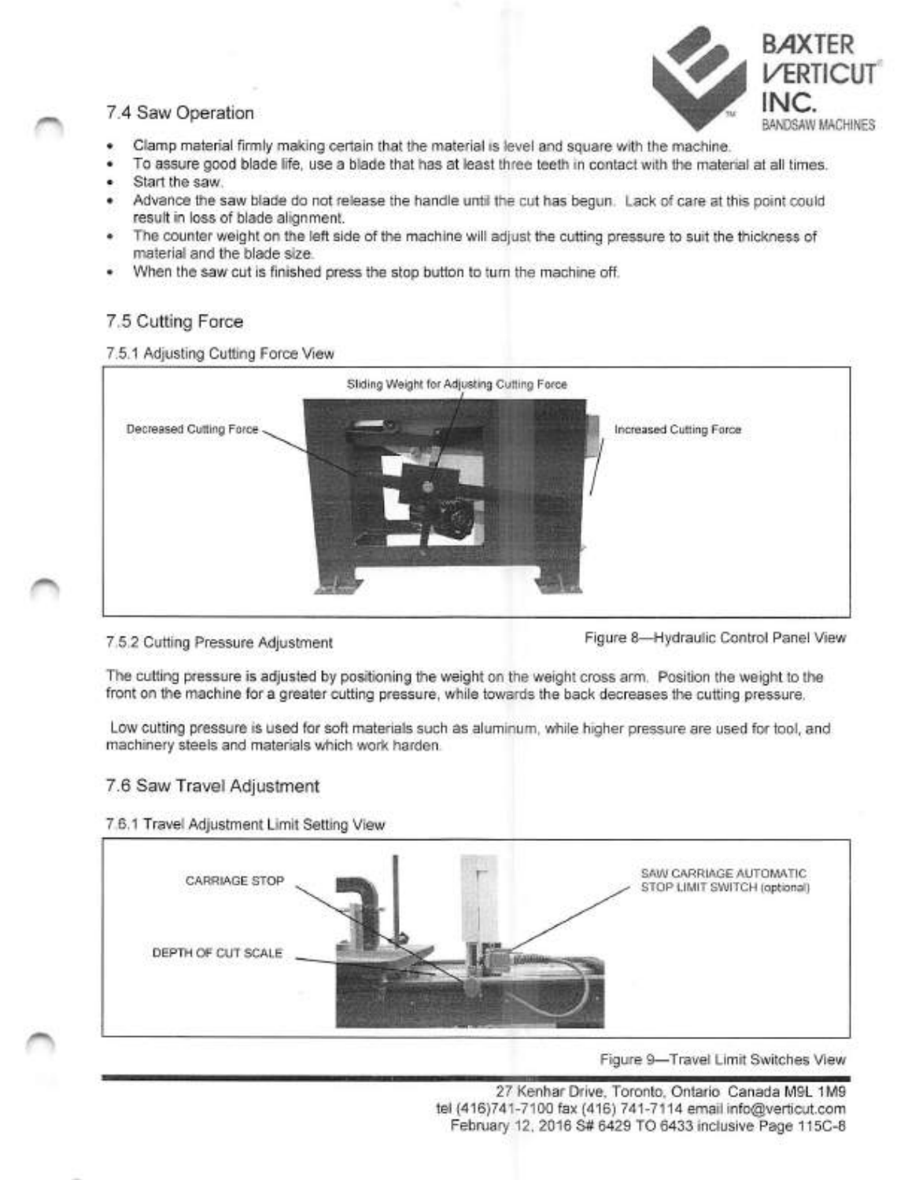## 7.4 Saw Operation

- Clamp material firmly making certain that the material is level and square with the machine.
- To assure good blade life, use a blade that has at least three teeth in contact with the material at all times.
- Start the saw.
- Advance the saw blade do not release the handle until the cut has begun. Lack of care at this point could result in loss of blade alignment.
- The counter weight on the left side of the machine will adjust the cutting pressure to suit the thickness of material and the blade size.
- When the saw cut is finished press the stop button to turn the machine off.

## 7.5 Cutting Force

### 7.5.1 Adjusting Cutting Force View

Sliding Weight for Adjusting Cutting Force

Decreased Cutting Force

Increased Cutting Force

### 7.5.2 Cutting Pressure Adjustment

Figure 8—Hydraulic Control Panel View

The cutting pressure is adjusted by positioning the weight on the weight cross arm. Position the weight to the front on the machine for a greater cutting pressure, while towards the back decreases the cutting pressure.

Low cutting pressure is used for soft materials such as aluminum, while higher pressure are used for tool, and machinery steels and materials which work harden.

## 7.6 Saw Travel Adjustment

### 7.6.1 Travel Adjustment Limit Setting View

CARRIAGE STOP

DEPTH OF CUT SCALE

SAW CARRIAGE AUTOMATIC STOP LIMIT SWITCH (optional)

Figure 9—Travel Limit Switches View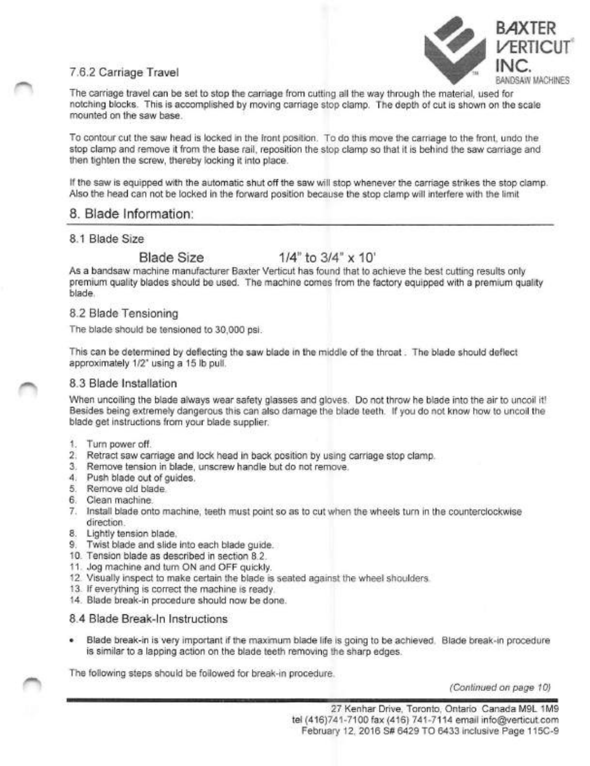### 7.6.2 Carriage Travel

The carriage travel can be set to stop the carriage from cutting all the way through the material, used for notching blocks. This is accomplished by moving carriage stop clamp. The depth of cut is shown on the scale mounted on the saw base.

To contour cut the saw head is locked in the front position. To do this move the carriage to the front, undo the stop clamp and remove it from the base rail, reposition the stop clamp so that it is behind the saw carriage and then tighten the screw, thereby locking it into place.

If the saw is equipped with the automatic shut off the saw will stop whenever the carriage strikes the stop clamp. Also the head can not be locked in the forward position because the stop clamp will interfere with the limit

## 8. Blade Information:

### 8.1 Blade Size

Blade Size 1/4" to 3/4" x 10'

As a bandsaw machine manufacturer Baxter Verticut has found that to achieve the best cutting results only premium quality blades should be used. The machine comes from the factory equipped with a premium quality blade.

### 8.2 Blade Tensioning

The blade should be tensioned to 30,000 psi.

This can be determined by deflecting the saw blade in the middle of the throat . The blade should deflect approximately 1/2" using a 15 lb pull.

### 8.3 Blade Installation

When uncoiling the blade always wear safety glasses and gloves. Do not throw he blade into the air to uncoil it! Besides being extremely dangerous this can also damage the blade teeth. If you do not know how to uncoil the blade get instructions from your blade supplier.

1. Turn power off.
2. Retract saw carriage and lock head in back position by using carriage stop clamp.
3. Remove tension in blade, unscrew handle but do not remove.
4. Push blade out of guides.
5. Remove old blade.
6. Clean machine.
7. Install blade onto machine, teeth must point so as to cut when the wheels turn in the counterclockwise direction.
8. Lightly tension blade.
9. Twist blade and slide into each blade guide.
10. Tension blade as described in section 8.2.
11. Jog machine and turn ON and OFF quickly.
12. Visually inspect to make certain the blade is seated against the wheel shoulders.
13. If everything is correct the machine is ready.
14. Blade break-in procedure should now be done.

### 8.4 Blade Break-In Instructions

- Blade break-in is very important if the maximum blade life is going to be achieved. Blade break-in procedure is similar to a lapping action on the blade teeth removing the sharp edges.

The following steps should be followed for break-in procedure.

*(Continued on page 10)*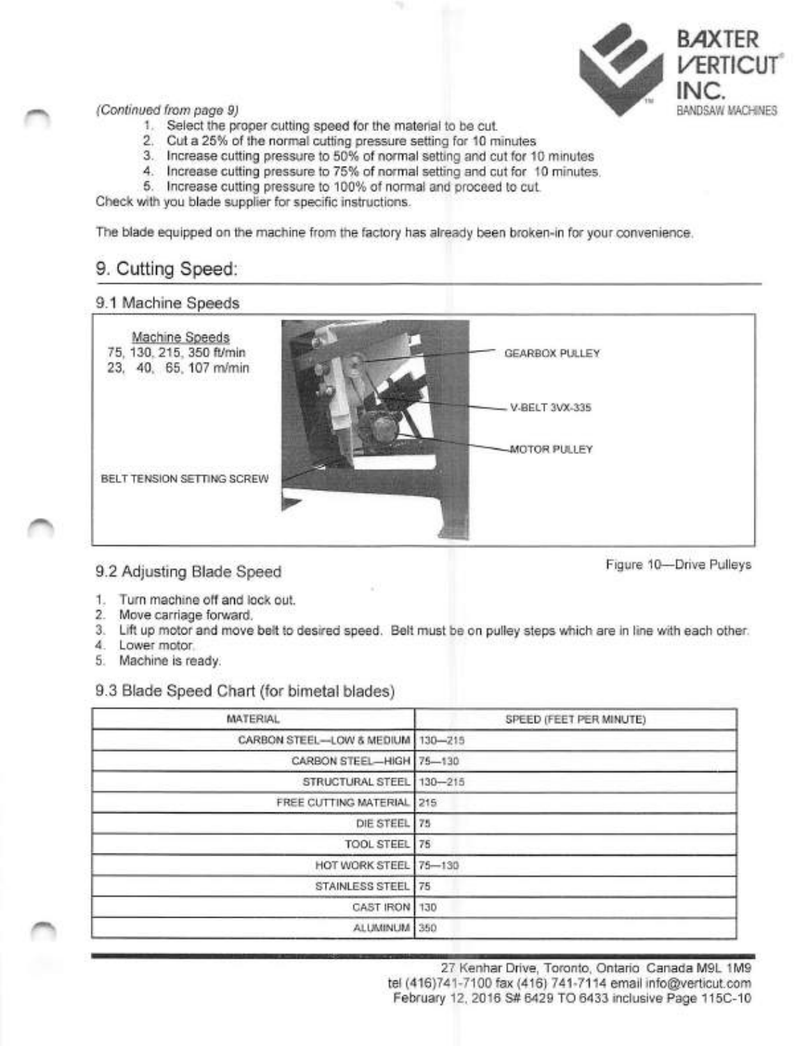*(Continued from page 9)*

1. Select the proper cutting speed for the material to be cut.
2. Cut a 25% of the normal cutting pressure setting for 10 minutes
3. Increase cutting pressure to 50% of normal setting and cut for 10 minutes
4. Increase cutting pressure to 75% of normal setting and cut for 10 minutes.
5. Increase cutting pressure to 100% of normal and proceed to cut.

Check with you blade supplier for specific instructions.

The blade equipped on the machine from the factory has already been broken-in for your convenience.

## 9. Cutting Speed:

### 9.1 Machine Speeds

Machine Speeds
75, 130, 215, 350 ft/min
23, 40, 65, 107 m/min

GEARBOX PULLEY

V-BELT 3VX-335

MOTOR PULLEY

BELT TENSION SETTING SCREW

Figure 10—Drive Pulleys

### 9.2 Adjusting Blade Speed

1. Turn machine off and lock out.
2. Move carriage forward.
3. Lift up motor and move belt to desired speed. Belt must be on pulley steps which are in line with each other.
4. Lower motor.
5. Machine is ready.

### 9.3 Blade Speed Chart (for bimetal blades)

| MATERIAL | SPEED (FEET PER MINUTE) |
|---|---|
| CARBON STEEL—LOW & MEDIUM | 130—215 |
| CARBON STEEL—HIGH | 75—130 |
| STRUCTURAL STEEL | 130—215 |
| FREE CUTTING MATERIAL | 215 |
| DIE STEEL | 75 |
| TOOL STEEL | 75 |
| HOT WORK STEEL | 75—130 |
| STAINLESS STEEL | 75 |
| CAST IRON | 130 |
| ALUMINUM | 350 |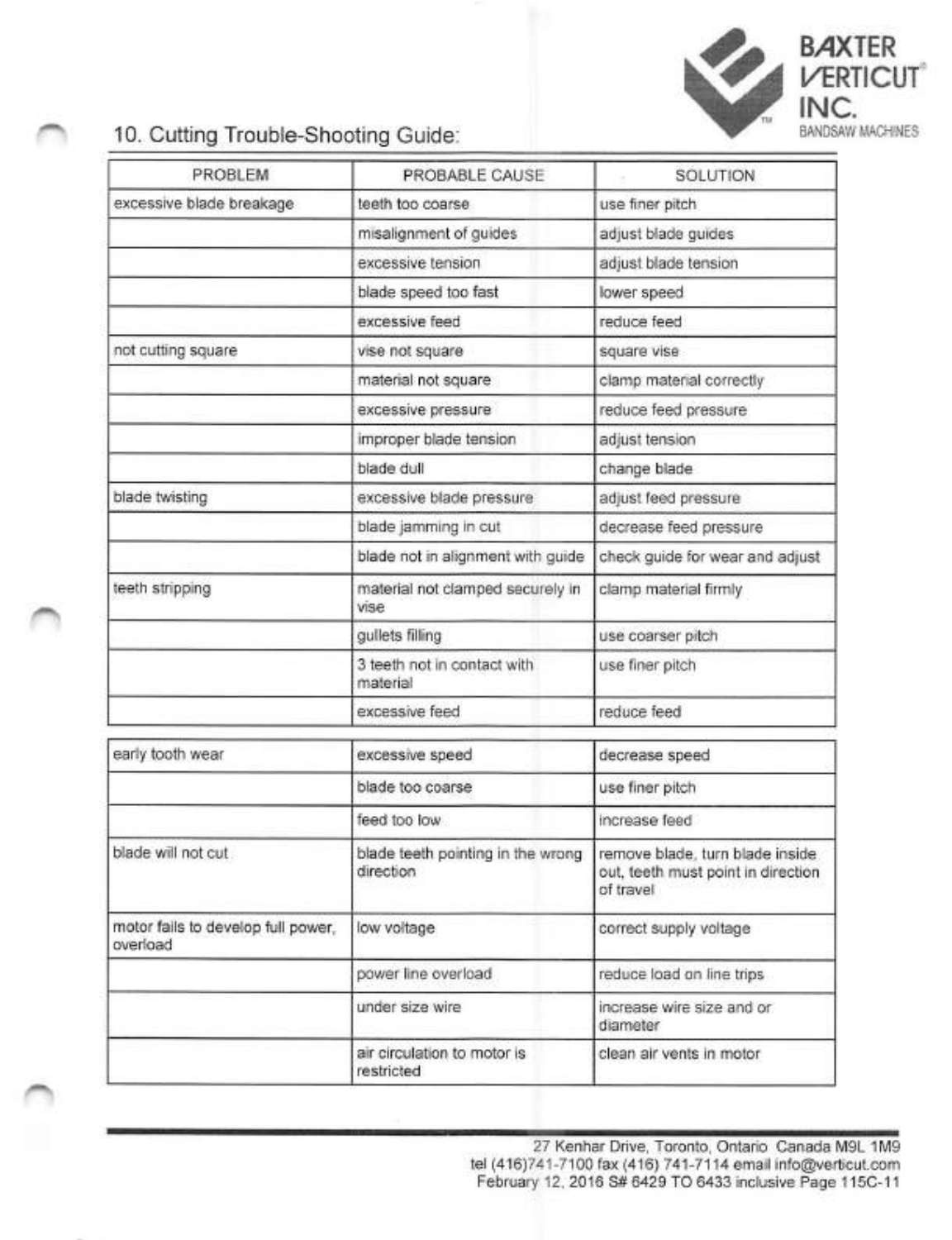## 10. Cutting Trouble-Shooting Guide:

| PROBLEM | PROBABLE CAUSE | SOLUTION |
|---|---|---|
| excessive blade breakage | teeth too coarse | use finer pitch |
| | misalignment of guides | adjust blade guides |
| | excessive tension | adjust blade tension |
| | blade speed too fast | lower speed |
| | excessive feed | reduce feed |
| not cutting square | vise not square | square vise |
| | material not square | clamp material correctly |
| | excessive pressure | reduce feed pressure |
| | improper blade tension | adjust tension |
| | blade dull | change blade |
| blade twisting | excessive blade pressure | adjust feed pressure |
| | blade jamming in cut | decrease feed pressure |
| | blade not in alignment with guide | check guide for wear and adjust |
| teeth stripping | material not clamped securely in vise | clamp material firmly |
| | gullets filling | use coarser pitch |
| | 3 teeth not in contact with material | use finer pitch |
| | excessive feed | reduce feed |
| early tooth wear | excessive speed | decrease speed |
| | blade too coarse | use finer pitch |
| | feed too low | increase feed |
| blade will not cut | blade teeth pointing in the wrong direction | remove blade, turn blade inside out, teeth must point in direction of travel |
| motor fails to develop full power, overload | low voltage | correct supply voltage |
| | power line overload | reduce load on line trips |
| | under size wire | increase wire size and or diameter |
| | air circulation to motor is restricted | clean air vents in motor |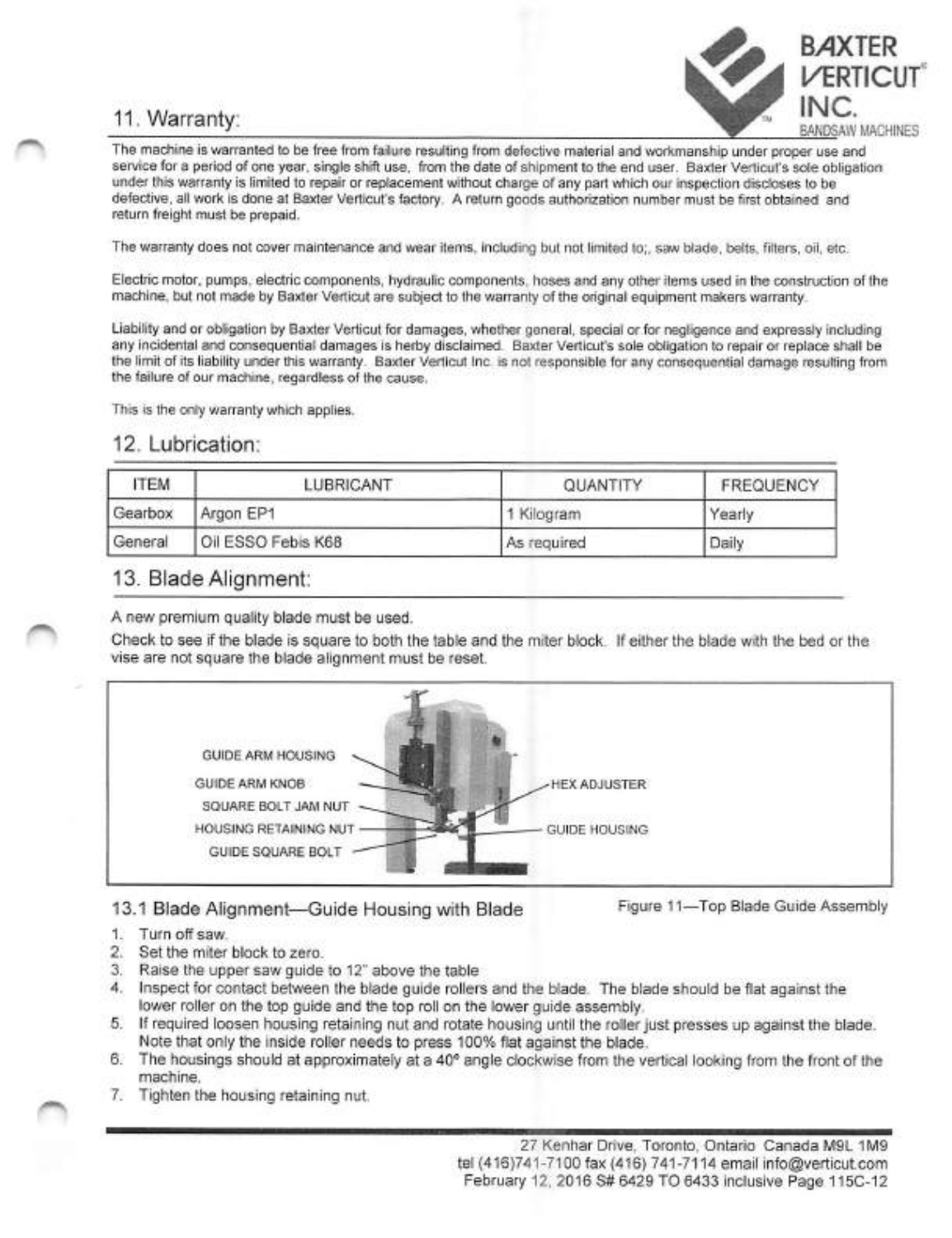## 11. Warranty:

The machine is warranted to be free from failure resulting from defective material and workmanship under proper use and service for a period of one year, single shift use, from the date of shipment to the end user. Baxter Verticut's sole obligation under this warranty is limited to repair or replacement without charge of any part which our inspection discloses to be defective, all work is done at Baxter Verticut's factory. A return goods authorization number must be first obtained and return freight must be prepaid.

The warranty does not cover maintenance and wear items, including but not limited to;, saw blade, belts, filters, oil, etc.

Electric motor, pumps, electric components, hydraulic components, hoses and any other items used in the construction of the machine, but not made by Baxter Verticut are subject to the warranty of the original equipment makers warranty.

Liability and or obligation by Baxter Verticut for damages, whether general, special or for negligence and expressly including any incidental and consequential damages is herby disclaimed. Baxter Verticut's sole obligation to repair or replace shall be the limit of its liability under this warranty. Baxter Verticut Inc. is not responsible for any consequential damage resulting from the failure of our machine, regardless of the cause.

This is the only warranty which applies.

## 12. Lubrication:

| ITEM | LUBRICANT | QUANTITY | FREQUENCY |
|---|---|---|---|
| Gearbox | Argon EP1 | 1 Kilogram | Yearly |
| General | Oil ESSO Febis K68 | As required | Daily |

## 13. Blade Alignment:

A new premium quality blade must be used.

Check to see if the blade is square to both the table and the miter block. If either the blade with the bed or the vise are not square the blade alignment must be reset.

GUIDE ARM HOUSING
GUIDE ARM KNOB
SQUARE BOLT JAM NUT
HOUSING RETAINING NUT
GUIDE SQUARE BOLT
HEX ADJUSTER
GUIDE HOUSING

Figure 11—Top Blade Guide Assembly

### 13.1 Blade Alignment—Guide Housing with Blade

1. Turn off saw.
2. Set the miter block to zero.
3. Raise the upper saw guide to 12" above the table
4. Inspect for contact between the blade guide rollers and the blade. The blade should be flat against the lower roller on the top guide and the top roll on the lower guide assembly.
5. If required loosen housing retaining nut and rotate housing until the roller just presses up against the blade. Note that only the inside roller needs to press 100% flat against the blade.
6. The housings should at approximately at a 40° angle clockwise from the vertical looking from the front of the machine.
7. Tighten the housing retaining nut.

27 Kenhar Drive, Toronto, Ontario Canada M9L 1M9
tel (416)741-7100 fax (416) 741-7114 email info@verticut.com
February 12, 2016 S# 6429 TO 6433 inclusive Page 115C-12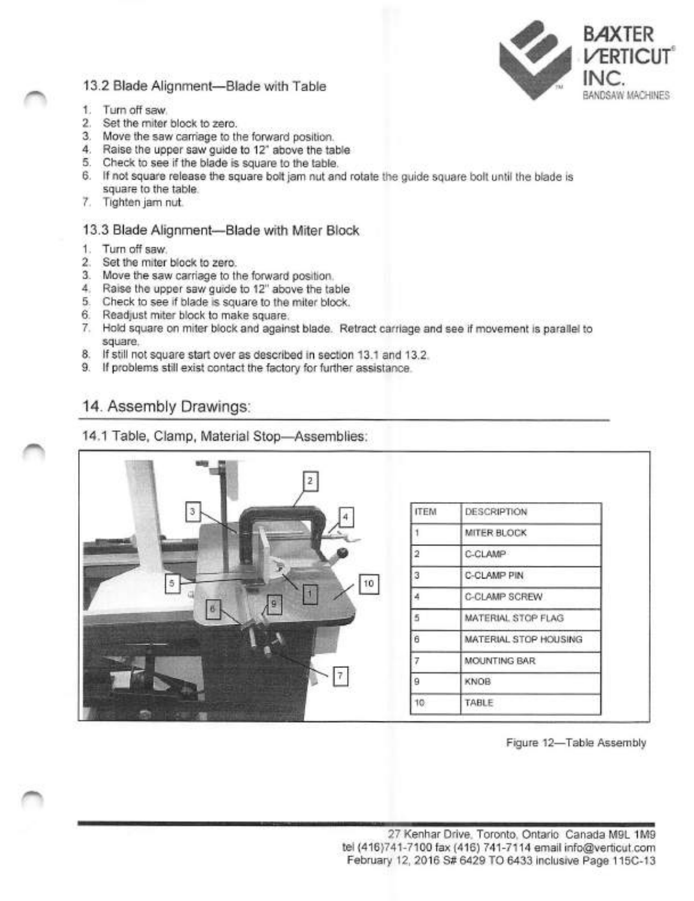## 13.2 Blade Alignment—Blade with Table

1. Turn off saw.
2. Set the miter block to zero.
3. Move the saw carriage to the forward position.
4. Raise the upper saw guide to 12" above the table
5. Check to see if the blade is square to the table.
6. If not square release the square bolt jam nut and rotate the guide square bolt until the blade is square to the table.
7. Tighten jam nut.

## 13.3 Blade Alignment—Blade with Miter Block

1. Turn off saw.
2. Set the miter block to zero.
3. Move the saw carriage to the forward position.
4. Raise the upper saw guide to 12" above the table
5. Check to see if blade is square to the miter block.
6. Readjust miter block to make square.
7. Hold square on miter block and against blade. Retract carriage and see if movement is parallel to square.
8. If still not square start over as described in section 13.1 and 13.2.
9. If problems still exist contact the factory for further assistance.

# 14. Assembly Drawings:

## 14.1 Table, Clamp, Material Stop—Assemblies:

| ITEM | DESCRIPTION |
|---|---|
| 1 | MITER BLOCK |
| 2 | C-CLAMP |
| 3 | C-CLAMP PIN |
| 4 | C-CLAMP SCREW |
| 5 | MATERIAL STOP FLAG |
| 6 | MATERIAL STOP HOUSING |
| 7 | MOUNTING BAR |
| 9 | KNOB |
| 10 | TABLE |

Figure 12—Table Assembly

27 Kenhar Drive, Toronto, Ontario Canada M9L 1M9
tel (416)741-7100 fax (416) 741-7114 email info@verticut.com
February 12, 2016 S# 6429 TO 6433 inclusive Page 115C-13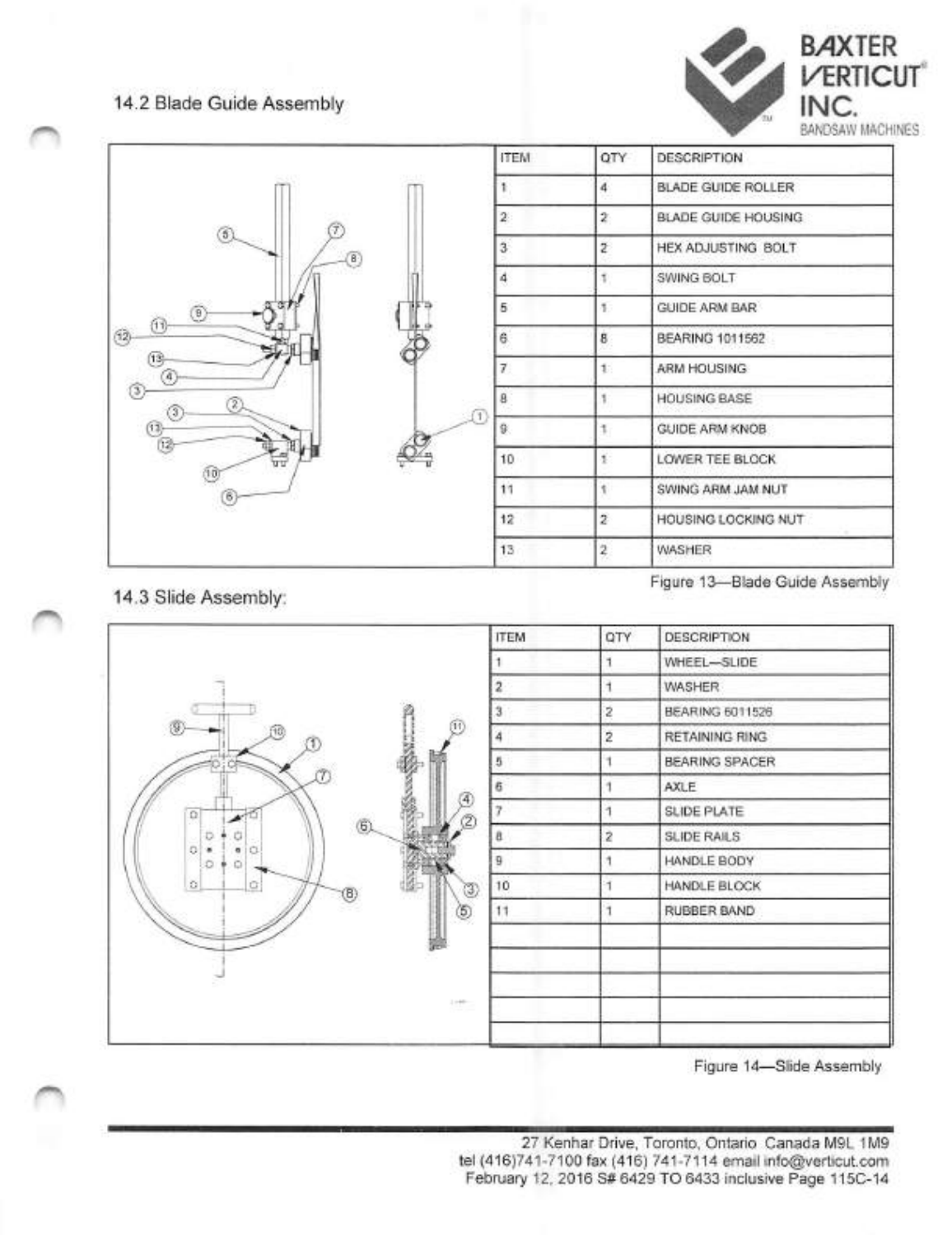## 14.2 Blade Guide Assembly

| ITEM | QTY | DESCRIPTION |
|---|---|---|
| 1 | 4 | BLADE GUIDE ROLLER |
| 2 | 2 | BLADE GUIDE HOUSING |
| 3 | 2 | HEX ADJUSTING BOLT |
| 4 | 1 | SWING BOLT |
| 5 | 1 | GUIDE ARM BAR |
| 6 | 8 | BEARING 1011562 |
| 7 | 1 | ARM HOUSING |
| 8 | 1 | HOUSING BASE |
| 9 | 1 | GUIDE ARM KNOB |
| 10 | 1 | LOWER TEE BLOCK |
| 11 | 1 | SWING ARM JAM NUT |
| 12 | 2 | HOUSING LOCKING NUT |
| 13 | 2 | WASHER |

Figure 13—Blade Guide Assembly

## 14.3 Slide Assembly:

| ITEM | QTY | DESCRIPTION |
|---|---|---|
| 1 | 1 | WHEEL—SLIDE |
| 2 | 1 | WASHER |
| 3 | 2 | BEARING 6011526 |
| 4 | 2 | RETAINING RING |
| 5 | 1 | BEARING SPACER |
| 6 | 1 | AXLE |
| 7 | 1 | SLIDE PLATE |
| 8 | 2 | SLIDE RAILS |
| 9 | 1 | HANDLE BODY |
| 10 | 1 | HANDLE BLOCK |
| 11 | 1 | RUBBER BAND |

Figure 14—Slide Assembly

27 Kenhar Drive, Toronto, Ontario Canada M9L 1M9
tel (416)741-7100 fax (416) 741-7114 email info@verticut.com
February 12, 2016 S# 6429 TO 6433 inclusive Page 115C-14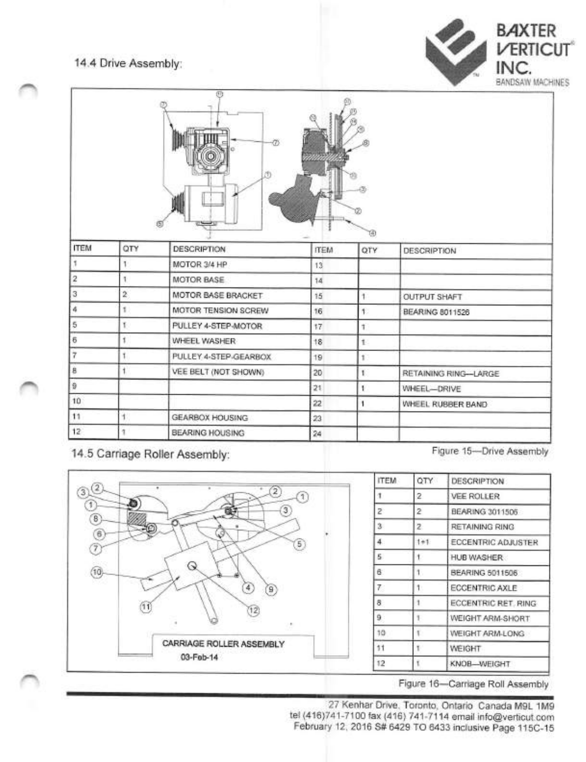## 14.4 Drive Assembly:

| ITEM | QTY | DESCRIPTION | ITEM | QTY | DESCRIPTION |
|---|---|---|---|---|---|
| 1 | 1 | MOTOR 3/4 HP | 13 | | |
| 2 | 1 | MOTOR BASE | 14 | | |
| 3 | 2 | MOTOR BASE BRACKET | 15 | 1 | OUTPUT SHAFT |
| 4 | 1 | MOTOR TENSION SCREW | 16 | 1 | BEARING 8011526 |
| 5 | 1 | PULLEY 4-STEP-MOTOR | 17 | 1 | |
| 6 | 1 | WHEEL WASHER | 18 | 1 | |
| 7 | 1 | PULLEY 4-STEP-GEARBOX | 19 | 1 | |
| 8 | 1 | VEE BELT (NOT SHOWN) | 20 | 1 | RETAINING RING—LARGE |
| 9 | | | 21 | 1 | WHEEL—DRIVE |
| 10 | | | 22 | 1 | WHEEL RUBBER BAND |
| 11 | 1 | GEARBOX HOUSING | 23 | | |
| 12 | 1 | BEARING HOUSING | 24 | | |

Figure 15—Drive Assembly

## 14.5 Carriage Roller Assembly:

CARRIAGE ROLLER ASSEMBLY
03-Feb-14

| ITEM | QTY | DESCRIPTION |
|---|---|---|
| 1 | 2 | VEE ROLLER |
| 2 | 2 | BEARING 3011506 |
| 3 | 2 | RETAINING RING |
| 4 | 1+1 | ECCENTRIC ADJUSTER |
| 5 | 1 | HUB WASHER |
| 6 | 1 | BEARING 5011506 |
| 7 | 1 | ECCENTRIC AXLE |
| 8 | 1 | ECCENTRIC RET. RING |
| 9 | 1 | WEIGHT ARM-SHORT |
| 10 | 1 | WEIGHT ARM-LONG |
| 11 | 1 | WEIGHT |
| 12 | 1 | KNOB—WEIGHT |

Figure 16—Carriage Roll Assembly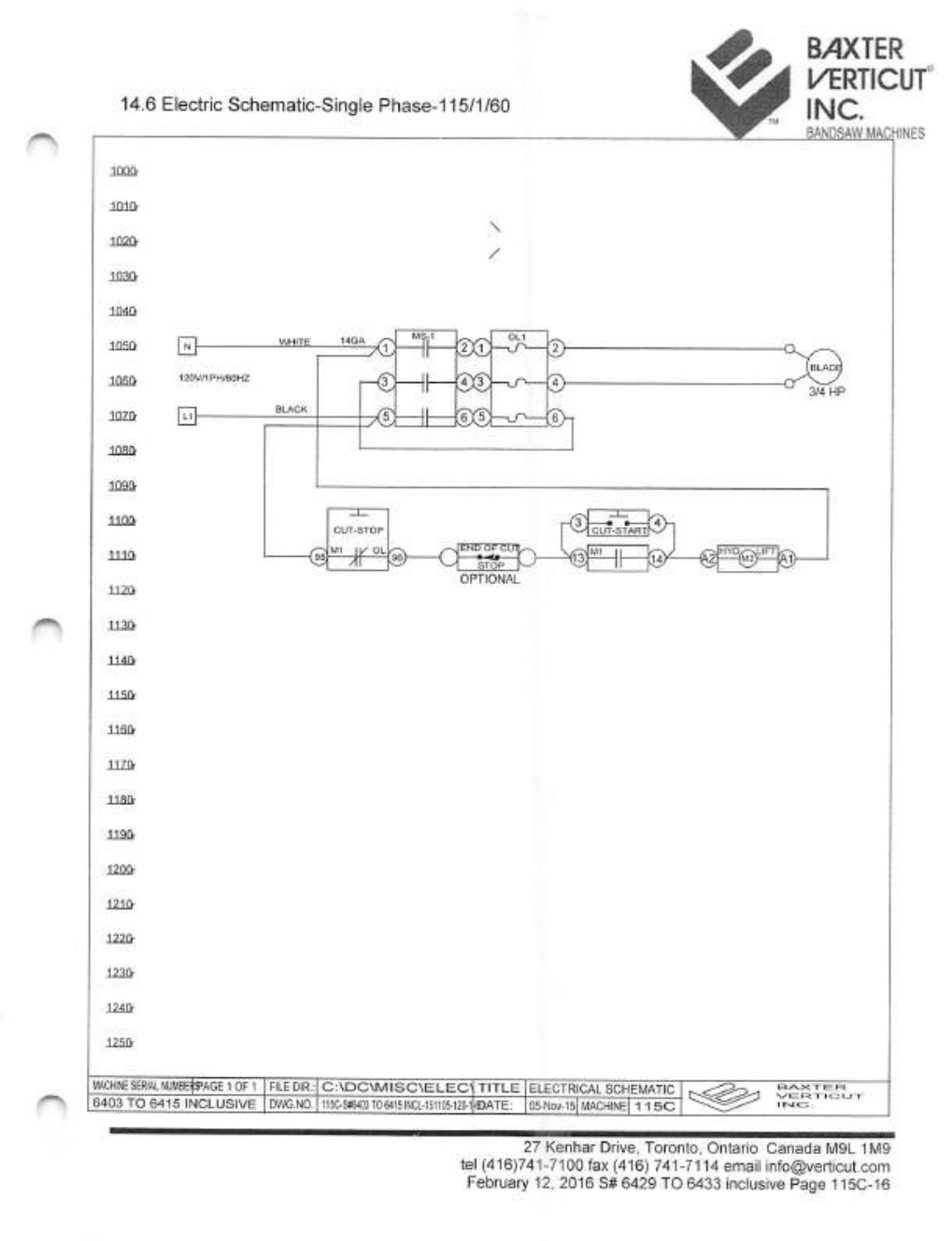## 14.6 Electric Schematic-Single Phase-115/1/60

BAXTER VERTICUT INC.
BANDSAW MACHINES

1000
1010
1020
1030
1040
1050
1060
1070
1080
1090
1100
1110
1120
1130
1140
1150
1160
1170
1180
1190
1200
1210
1220
1230
1240
1250

N
WHITE
14GA
120V/1PH/60HZ
L1
BLACK
MS-1
OL1
BLADE
3/4 HP
CUT-STOP
M1
OL
95
96
END OF CUT STOP
OPTIONAL
CUT-START
M1
13
14
A2
HYD
M2
LIFT
A1

| MACHINE SERIAL NUMBERS | PAGE 1 OF 1 | FILE DIR.: | C:\DC\MISC\ELEC | TITLE | ELECTRICAL SCHEMATIC | | BAXTER VERTICUT INC. |
|---|---|---|---|---|---|---|---|
| 6403 TO 6415 INCLUSIVE | | DWG.NO. | 115C-S#6403 TO 6415 INCL-151105-128-1 | DATE: | 05-Nov-15 | MACHINE | 115C |

27 Kenhar Drive, Toronto, Ontario Canada M9L 1M9
tel (416)741-7100 fax (416) 741-7114 email info@verticut.com
February 12, 2016 S# 6429 TO 6433 inclusive Page 115C-16